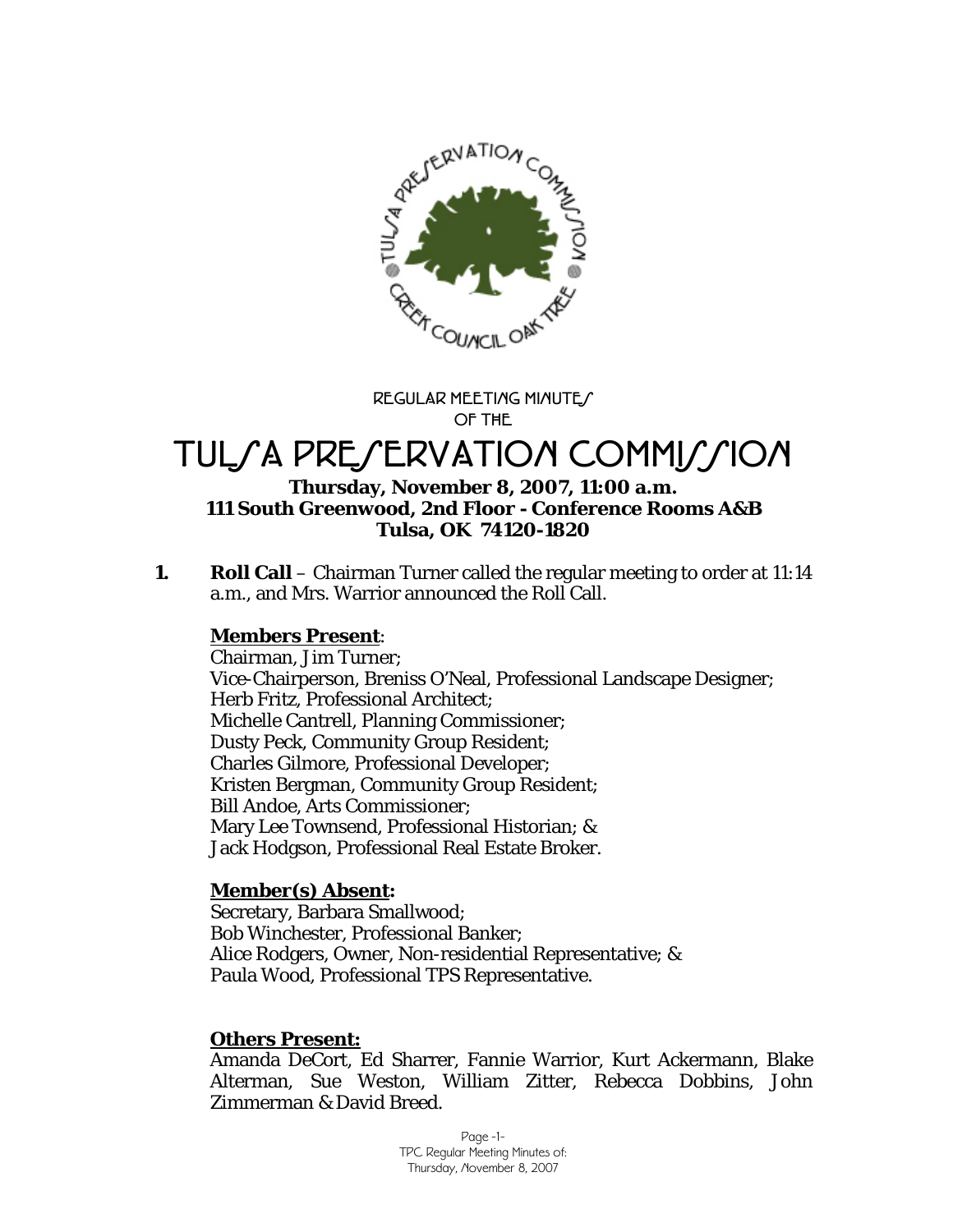REGULAR MEETING MINUTES
OF THE

# TULSA PRESERVATION COMMISSION

**Thursday, November 8, 2007, 11:00 a.m.**
**111 South Greenwood, 2nd Floor - Conference Rooms A&B**
**Tulsa, OK 74120-1820**

**1. Roll Call** – Chairman Turner called the regular meeting to order at 11:14 a.m., and Mrs. Warrior announced the Roll Call.

**Members Present**:
Chairman, Jim Turner;
Vice-Chairperson, Breniss O'Neal, Professional Landscape Designer;
Herb Fritz, Professional Architect;
Michelle Cantrell, Planning Commissioner;
Dusty Peck, Community Group Resident;
Charles Gilmore, Professional Developer;
Kristen Bergman, Community Group Resident;
Bill Andoe, Arts Commissioner;
Mary Lee Townsend, Professional Historian; &
Jack Hodgson, Professional Real Estate Broker.

**Member(s) Absent:**
Secretary, Barbara Smallwood;
Bob Winchester, Professional Banker;
Alice Rodgers, Owner, Non-residential Representative; &
Paula Wood, Professional TPS Representative.

**Others Present:**
Amanda DeCort, Ed Sharrer, Fannie Warrior, Kurt Ackermann, Blake Alterman, Sue Weston, William Zitter, Rebecca Dobbins, John Zimmerman & David Breed.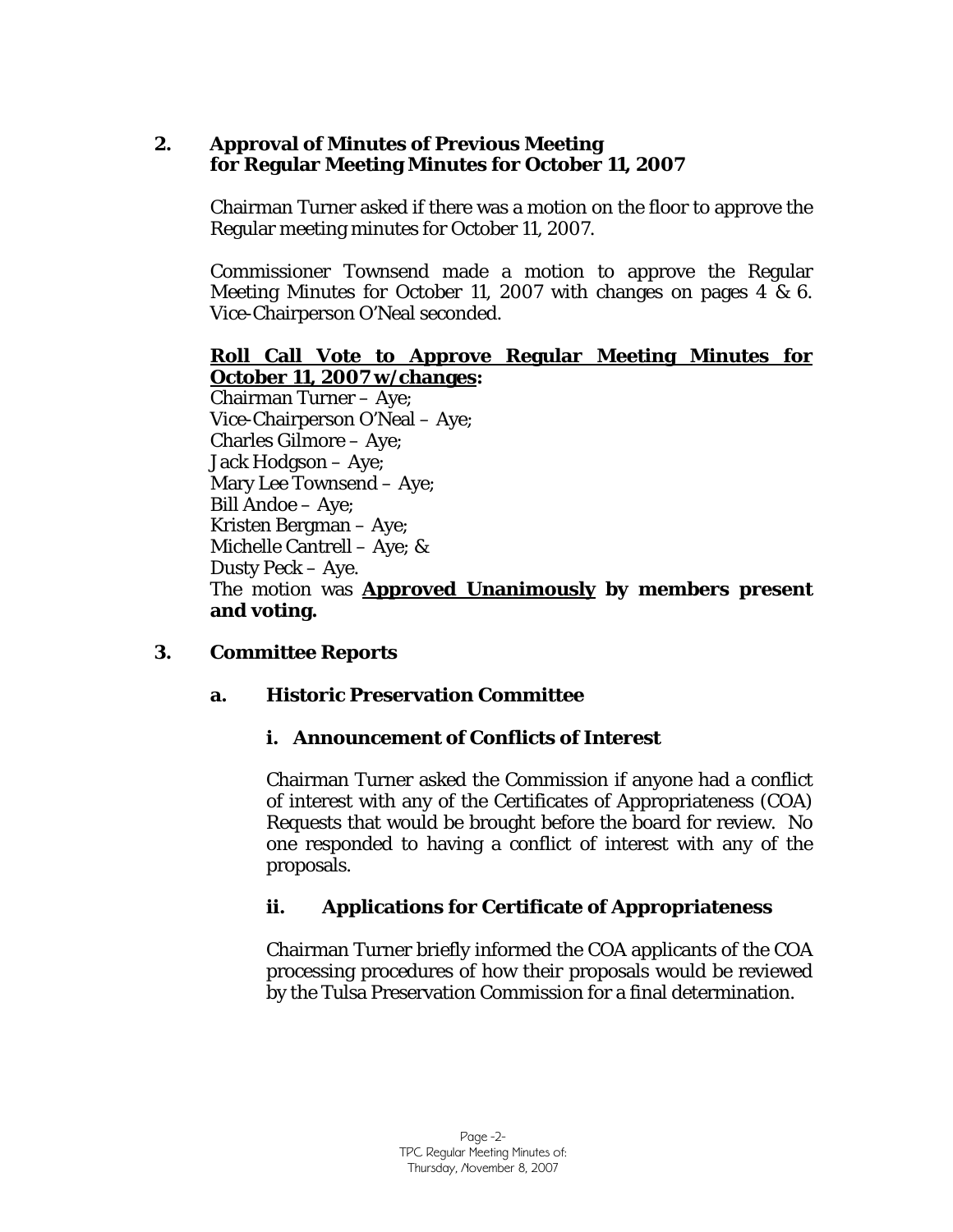**2. Approval of Minutes of Previous Meeting for Regular Meeting Minutes for October 11, 2007**

Chairman Turner asked if there was a motion on the floor to approve the Regular meeting minutes for October 11, 2007.

Commissioner Townsend made a motion to approve the Regular Meeting Minutes for October 11, 2007 with changes on pages 4 & 6. Vice-Chairperson O'Neal seconded.

**<u>Roll Call Vote to Approve Regular Meeting Minutes for October 11, 2007 w/changes</u>:**
Chairman Turner – Aye;
Vice-Chairperson O'Neal – Aye;
Charles Gilmore – Aye;
Jack Hodgson – Aye;
Mary Lee Townsend – Aye;
Bill Andoe – Aye;
Kristen Bergman – Aye;
Michelle Cantrell – Aye; &
Dusty Peck – Aye.
The motion was **<u>Approved Unanimously</u> by members present and voting.**

**3. Committee Reports**

**a. Historic Preservation Committee**

**i. Announcement of Conflicts of Interest**

Chairman Turner asked the Commission if anyone had a conflict of interest with any of the Certificates of Appropriateness (COA) Requests that would be brought before the board for review. No one responded to having a conflict of interest with any of the proposals.

**ii. Applications for Certificate of Appropriateness**

Chairman Turner briefly informed the COA applicants of the COA processing procedures of how their proposals would be reviewed by the Tulsa Preservation Commission for a final determination.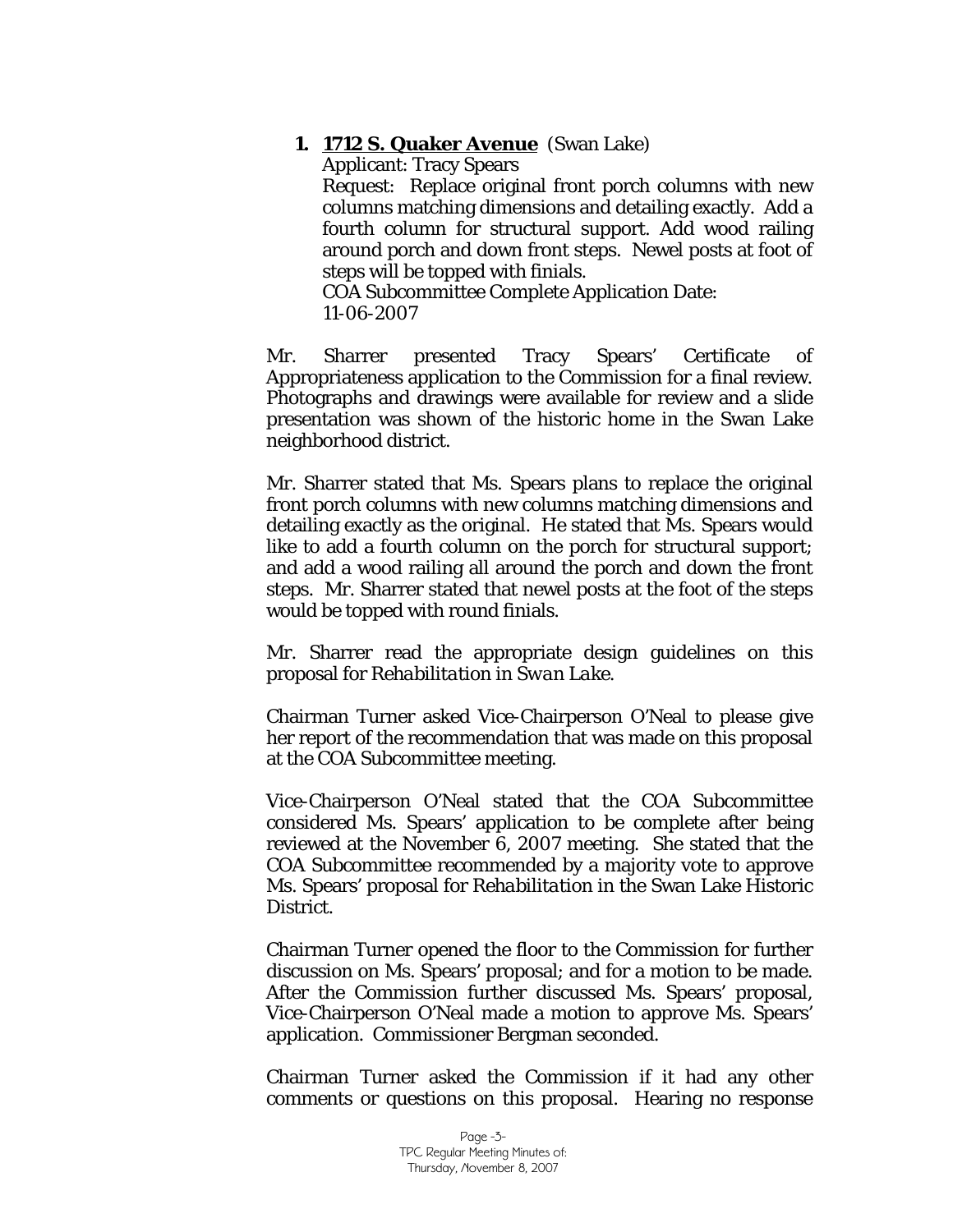1. **<u>1712 S. Quaker Avenue</u>** (Swan Lake)
   Applicant: Tracy Spears
   Request: Replace original front porch columns with new columns matching dimensions and detailing exactly. Add a fourth column for structural support. Add wood railing around porch and down front steps. Newel posts at foot of steps will be topped with finials.
   COA Subcommittee Complete Application Date: 11-06-2007

Mr. Sharrer presented Tracy Spears' Certificate of Appropriateness application to the Commission for a final review. Photographs and drawings were available for review and a slide presentation was shown of the historic home in the Swan Lake neighborhood district.

Mr. Sharrer stated that Ms. Spears plans to replace the original front porch columns with new columns matching dimensions and detailing exactly as the original. He stated that Ms. Spears would like to add a fourth column on the porch for structural support; and add a wood railing all around the porch and down the front steps. Mr. Sharrer stated that newel posts at the foot of the steps would be topped with round finials.

Mr. Sharrer read the appropriate design guidelines on this proposal for *Rehabilitation in Swan Lake*.

Chairman Turner asked Vice-Chairperson O'Neal to please give her report of the recommendation that was made on this proposal at the COA Subcommittee meeting.

Vice-Chairperson O'Neal stated that the COA Subcommittee considered Ms. Spears' application to be complete after being reviewed at the November 6, 2007 meeting. She stated that the COA Subcommittee recommended by a majority vote to approve Ms. Spears' proposal for *Rehabilitation* in the Swan Lake Historic District.

Chairman Turner opened the floor to the Commission for further discussion on Ms. Spears' proposal; and for a motion to be made. After the Commission further discussed Ms. Spears' proposal, Vice-Chairperson O'Neal made a motion to approve Ms. Spears' application. Commissioner Bergman seconded.

Chairman Turner asked the Commission if it had any other comments or questions on this proposal. Hearing no response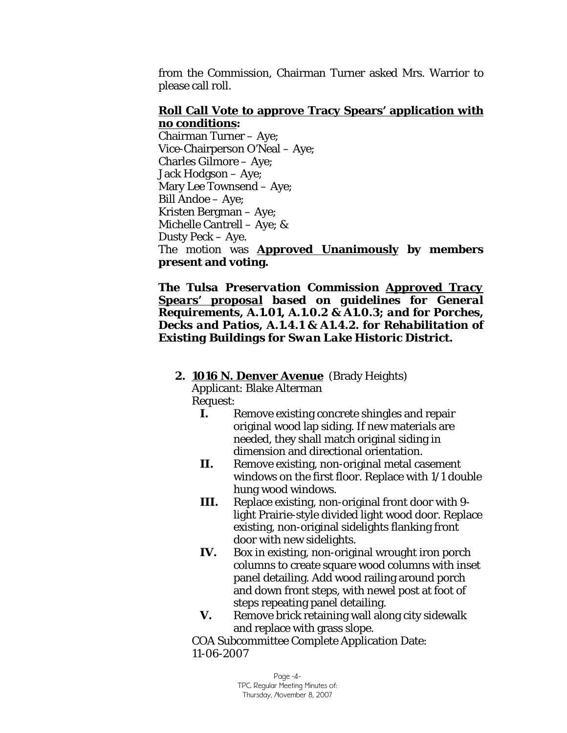from the Commission, Chairman Turner asked Mrs. Warrior to please call roll.

**<u>Roll Call Vote to approve Tracy Spears' application with no conditions</u>:**
Chairman Turner – Aye;
Vice-Chairperson O'Neal – Aye;
Charles Gilmore – Aye;
Jack Hodgson – Aye;
Mary Lee Townsend – Aye;
Bill Andoe – Aye;
Kristen Bergman – Aye;
Michelle Cantrell – Aye; &
Dusty Peck – Aye.
The motion was **<u>Approved Unanimously</u> by members present and voting.**

***The Tulsa Preservation Commission <u>Approved Tracy Spears' proposal</u> based on guidelines for General Requirements, A.1.01, A.1.0.2 & A1.0.3; and for Porches, Decks and Patios, A.1.4.1 & A1.4.2. for Rehabilitation of Existing Buildings for Swan Lake Historic District.***

**2. <u>1016 N. Denver Avenue</u>** (Brady Heights)
Applicant: Blake Alterman
Request:

- **I.** Remove existing concrete shingles and repair original wood lap siding. If new materials are needed, they shall match original siding in dimension and directional orientation.
- **II.** Remove existing, non-original metal casement windows on the first floor. Replace with 1/1 double hung wood windows.
- **III.** Replace existing, non-original front door with 9-light Prairie-style divided light wood door. Replace existing, non-original sidelights flanking front door with new sidelights.
- **IV.** Box in existing, non-original wrought iron porch columns to create square wood columns with inset panel detailing. Add wood railing around porch and down front steps, with newel post at foot of steps repeating panel detailing.
- **V.** Remove brick retaining wall along city sidewalk and replace with grass slope.

COA Subcommittee Complete Application Date: 11-06-2007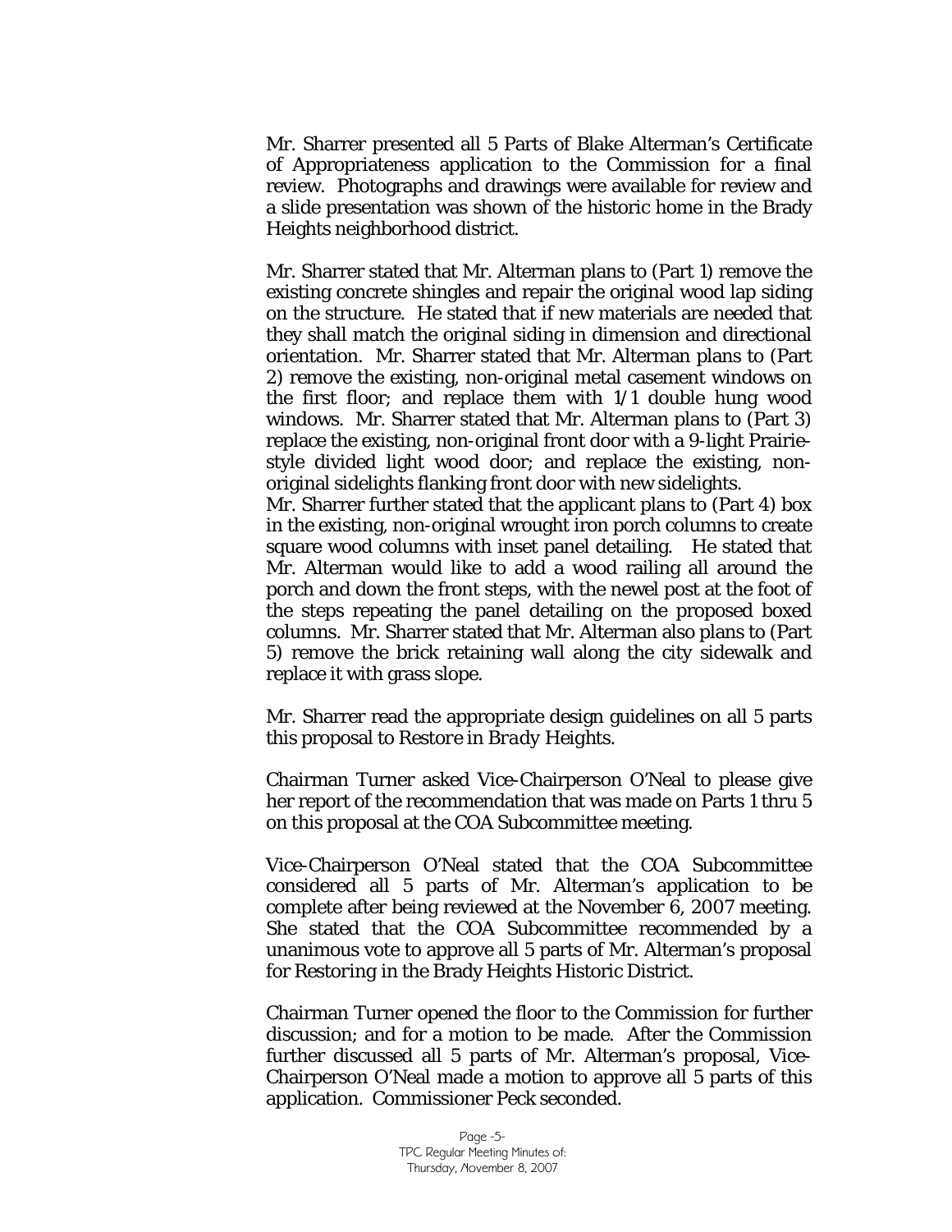Mr. Sharrer presented all 5 Parts of Blake Alterman's Certificate of Appropriateness application to the Commission for a final review. Photographs and drawings were available for review and a slide presentation was shown of the historic home in the Brady Heights neighborhood district.

Mr. Sharrer stated that Mr. Alterman plans to (Part 1) remove the existing concrete shingles and repair the original wood lap siding on the structure. He stated that if new materials are needed that they shall match the original siding in dimension and directional orientation. Mr. Sharrer stated that Mr. Alterman plans to (Part 2) remove the existing, non-original metal casement windows on the first floor; and replace them with 1/1 double hung wood windows. Mr. Sharrer stated that Mr. Alterman plans to (Part 3) replace the existing, non-original front door with a 9-light Prairie-style divided light wood door; and replace the existing, non-original sidelights flanking front door with new sidelights.
Mr. Sharrer further stated that the applicant plans to (Part 4) box in the existing, non-original wrought iron porch columns to create square wood columns with inset panel detailing. He stated that Mr. Alterman would like to add a wood railing all around the porch and down the front steps, with the newel post at the foot of the steps repeating the panel detailing on the proposed boxed columns. Mr. Sharrer stated that Mr. Alterman also plans to (Part 5) remove the brick retaining wall along the city sidewalk and replace it with grass slope.

Mr. Sharrer read the appropriate design guidelines on all 5 parts this proposal to *Restore in Brady Heights.*

Chairman Turner asked Vice-Chairperson O'Neal to please give her report of the recommendation that was made on Parts 1 thru 5 on this proposal at the COA Subcommittee meeting.

Vice-Chairperson O'Neal stated that the COA Subcommittee considered all 5 parts of Mr. Alterman's application to be complete after being reviewed at the November 6, 2007 meeting. She stated that the COA Subcommittee recommended by a unanimous vote to approve all 5 parts of Mr. Alterman's proposal for *Restoring* in the Brady Heights Historic District.

Chairman Turner opened the floor to the Commission for further discussion; and for a motion to be made. After the Commission further discussed all 5 parts of Mr. Alterman's proposal, Vice-Chairperson O'Neal made a motion to approve all 5 parts of this application. Commissioner Peck seconded.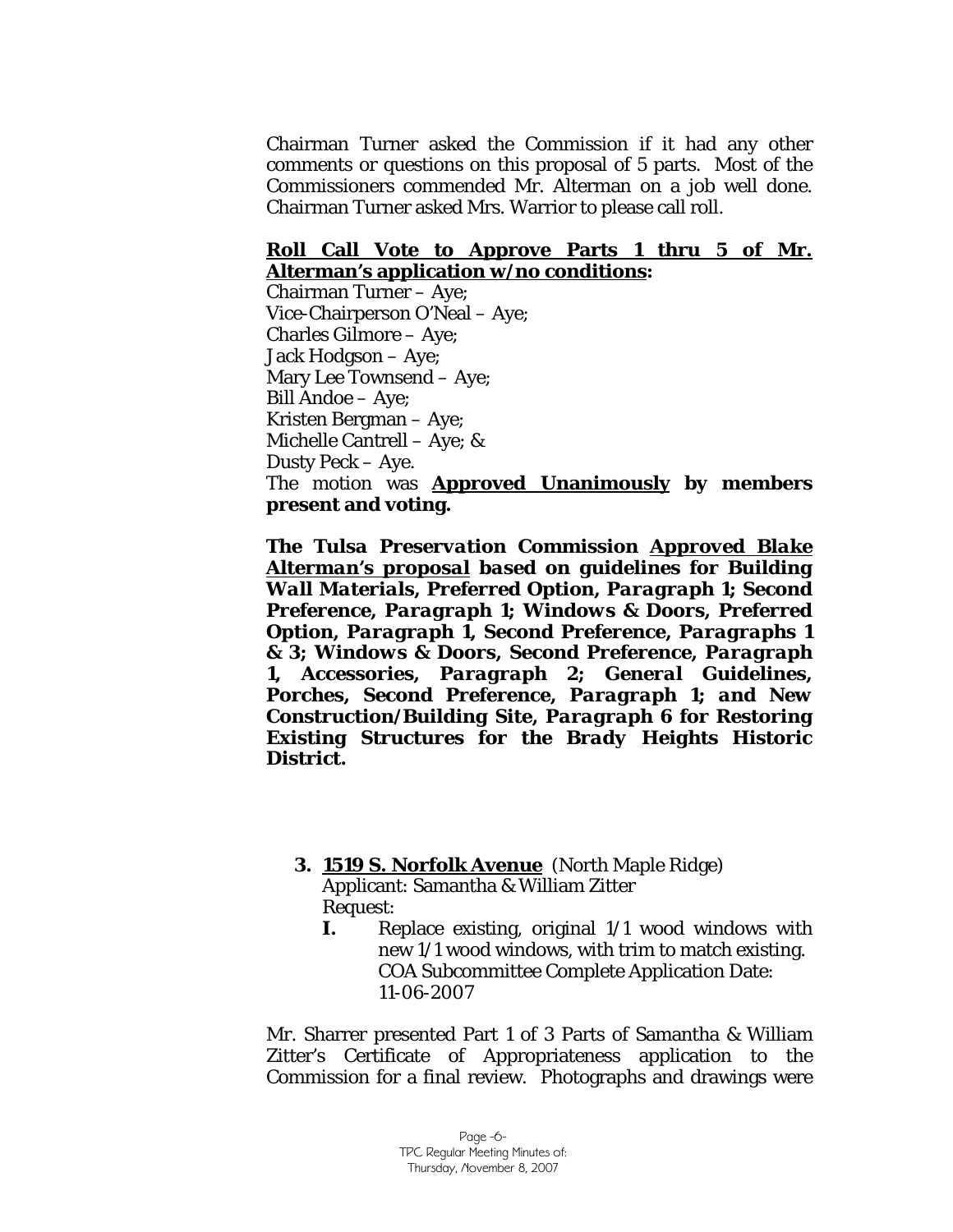Chairman Turner asked the Commission if it had any other comments or questions on this proposal of 5 parts. Most of the Commissioners commended Mr. Alterman on a job well done. Chairman Turner asked Mrs. Warrior to please call roll.

**Roll Call Vote to Approve Parts 1 thru 5 of Mr. Alterman's application w/no conditions:**
Chairman Turner – Aye;
Vice-Chairperson O'Neal – Aye;
Charles Gilmore – Aye;
Jack Hodgson – Aye;
Mary Lee Townsend – Aye;
Bill Andoe – Aye;
Kristen Bergman – Aye;
Michelle Cantrell – Aye; &
Dusty Peck – Aye.
The motion was **Approved Unanimously by members present and voting.**

***The Tulsa Preservation Commission Approved Blake Alterman's proposal based on guidelines for Building Wall Materials, Preferred Option, Paragraph 1; Second Preference, Paragraph 1; Windows & Doors, Preferred Option, Paragraph 1, Second Preference, Paragraphs 1 & 3; Windows & Doors, Second Preference, Paragraph 1, Accessories, Paragraph 2; General Guidelines, Porches, Second Preference, Paragraph 1; and New Construction/Building Site, Paragraph 6 for Restoring Existing Structures for the Brady Heights Historic District.***

**3. 1519 S. Norfolk Avenue** (North Maple Ridge)
Applicant: Samantha & William Zitter
Request:

**I.** Replace existing, original 1/1 wood windows with new 1/1 wood windows, with trim to match existing.
COA Subcommittee Complete Application Date: 11-06-2007

Mr. Sharrer presented Part 1 of 3 Parts of Samantha & William Zitter's Certificate of Appropriateness application to the Commission for a final review. Photographs and drawings were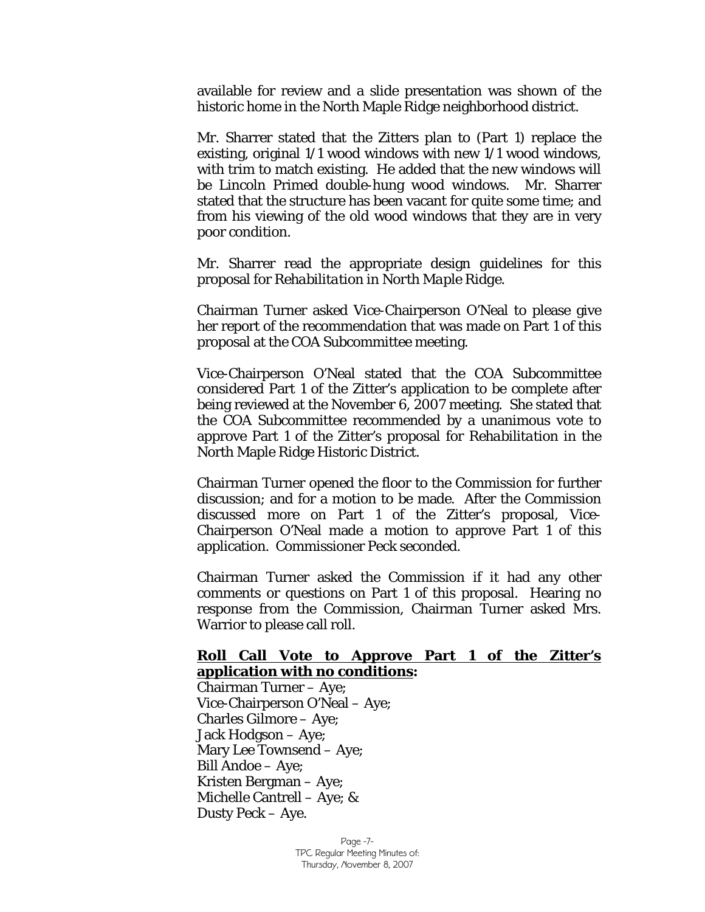available for review and a slide presentation was shown of the historic home in the North Maple Ridge neighborhood district.

Mr. Sharrer stated that the Zitters plan to (Part 1) replace the existing, original 1/1 wood windows with new 1/1 wood windows, with trim to match existing. He added that the new windows will be Lincoln Primed double-hung wood windows. Mr. Sharrer stated that the structure has been vacant for quite some time; and from his viewing of the old wood windows that they are in very poor condition.

Mr. Sharrer read the appropriate design guidelines for this proposal for *Rehabilitation in North Maple Ridge*.

Chairman Turner asked Vice-Chairperson O'Neal to please give her report of the recommendation that was made on Part 1 of this proposal at the COA Subcommittee meeting.

Vice-Chairperson O'Neal stated that the COA Subcommittee considered Part 1 of the Zitter's application to be complete after being reviewed at the November 6, 2007 meeting. She stated that the COA Subcommittee recommended by a unanimous vote to approve Part 1 of the Zitter's proposal for *Rehabilitation* in the North Maple Ridge Historic District.

Chairman Turner opened the floor to the Commission for further discussion; and for a motion to be made. After the Commission discussed more on Part 1 of the Zitter's proposal, Vice-Chairperson O'Neal made a motion to approve Part 1 of this application. Commissioner Peck seconded.

Chairman Turner asked the Commission if it had any other comments or questions on Part 1 of this proposal. Hearing no response from the Commission, Chairman Turner asked Mrs. Warrior to please call roll.

**<u>Roll Call Vote to Approve Part 1 of the Zitter's application with no conditions</u>:**

Chairman Turner – Aye;
Vice-Chairperson O'Neal – Aye;
Charles Gilmore – Aye;
Jack Hodgson – Aye;
Mary Lee Townsend – Aye;
Bill Andoe – Aye;
Kristen Bergman – Aye;
Michelle Cantrell – Aye; &
Dusty Peck – Aye.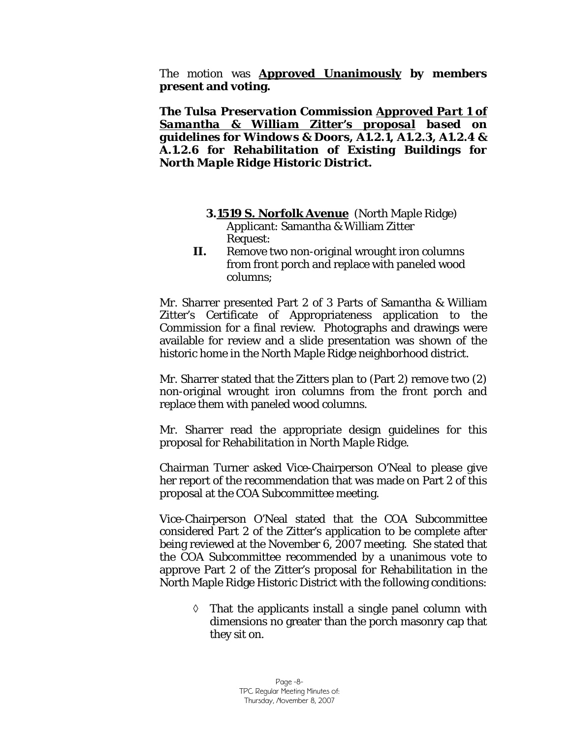The motion was **Approved Unanimously by members present and voting.**

***The Tulsa Preservation Commission Approved Part 1 of Samantha & William Zitter's proposal based on guidelines for Windows & Doors, A1.2.1, A1.2.3, A1.2.4 & A.1.2.6 for Rehabilitation of Existing Buildings for North Maple Ridge Historic District.***

**3. 1519 S. Norfolk Avenue** (North Maple Ridge)
Applicant: Samantha & William Zitter
Request:

**II.** Remove two non-original wrought iron columns from front porch and replace with paneled wood columns;

Mr. Sharrer presented Part 2 of 3 Parts of Samantha & William Zitter's Certificate of Appropriateness application to the Commission for a final review. Photographs and drawings were available for review and a slide presentation was shown of the historic home in the North Maple Ridge neighborhood district.

Mr. Sharrer stated that the Zitters plan to (Part 2) remove two (2) non-original wrought iron columns from the front porch and replace them with paneled wood columns.

Mr. Sharrer read the appropriate design guidelines for this proposal for *Rehabilitation in North Maple Ridge*.

Chairman Turner asked Vice-Chairperson O'Neal to please give her report of the recommendation that was made on Part 2 of this proposal at the COA Subcommittee meeting.

Vice-Chairperson O'Neal stated that the COA Subcommittee considered Part 2 of the Zitter's application to be complete after being reviewed at the November 6, 2007 meeting. She stated that the COA Subcommittee recommended by a unanimous vote to approve Part 2 of the Zitter's proposal for *Rehabilitation* in the North Maple Ridge Historic District with the following conditions:

- ◊ That the applicants install a single panel column with dimensions no greater than the porch masonry cap that they sit on.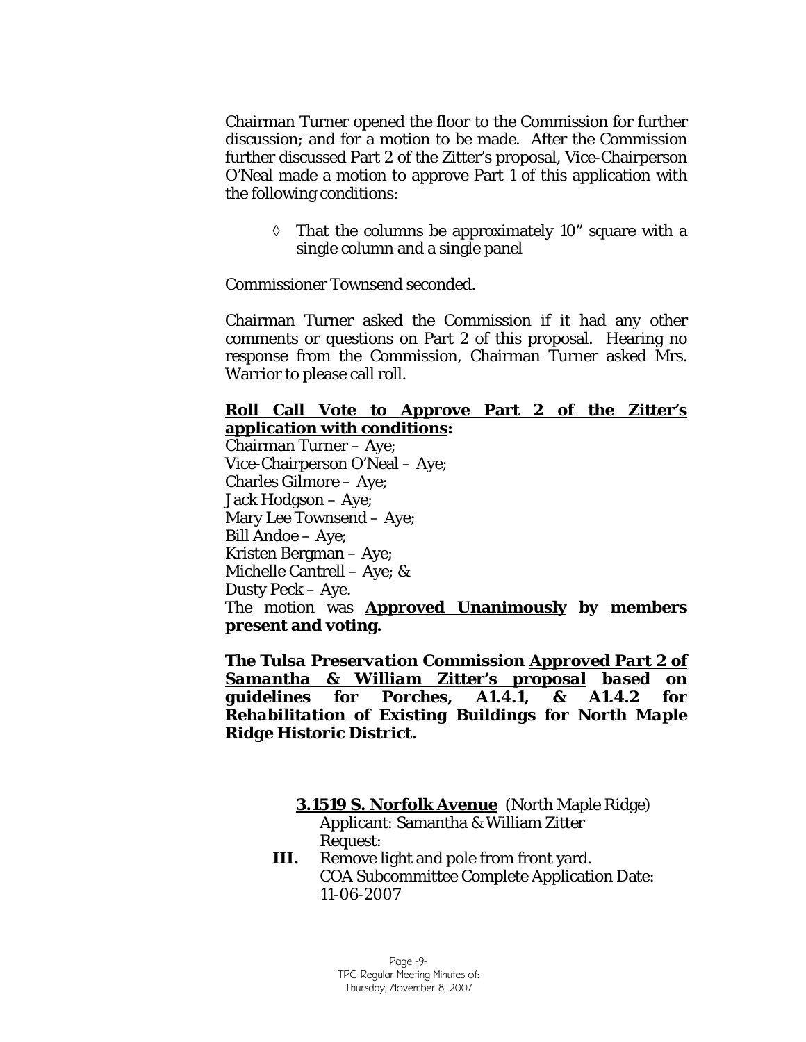Chairman Turner opened the floor to the Commission for further discussion; and for a motion to be made. After the Commission further discussed Part 2 of the Zitter's proposal, Vice-Chairperson O'Neal made a motion to approve Part 1 of this application with the following conditions:

- ◊ That the columns be approximately 10" square with a single column and a single panel

Commissioner Townsend seconded.

Chairman Turner asked the Commission if it had any other comments or questions on Part 2 of this proposal. Hearing no response from the Commission, Chairman Turner asked Mrs. Warrior to please call roll.

**Roll Call Vote to Approve Part 2 of the Zitter's application with conditions:**

Chairman Turner – Aye;
Vice-Chairperson O'Neal – Aye;
Charles Gilmore – Aye;
Jack Hodgson – Aye;
Mary Lee Townsend – Aye;
Bill Andoe – Aye;
Kristen Bergman – Aye;
Michelle Cantrell – Aye; &
Dusty Peck – Aye.

The motion was **Approved Unanimously by members present and voting.**

***The Tulsa Preservation Commission Approved Part 2 of Samantha & William Zitter's proposal based on guidelines for Porches, A1.4.1, & A1.4.2 for Rehabilitation of Existing Buildings for North Maple Ridge Historic District.***

**3. 1519 S. Norfolk Avenue** (North Maple Ridge)
Applicant: Samantha & William Zitter
Request:

**III.** Remove light and pole from front yard.
COA Subcommittee Complete Application Date: 11-06-2007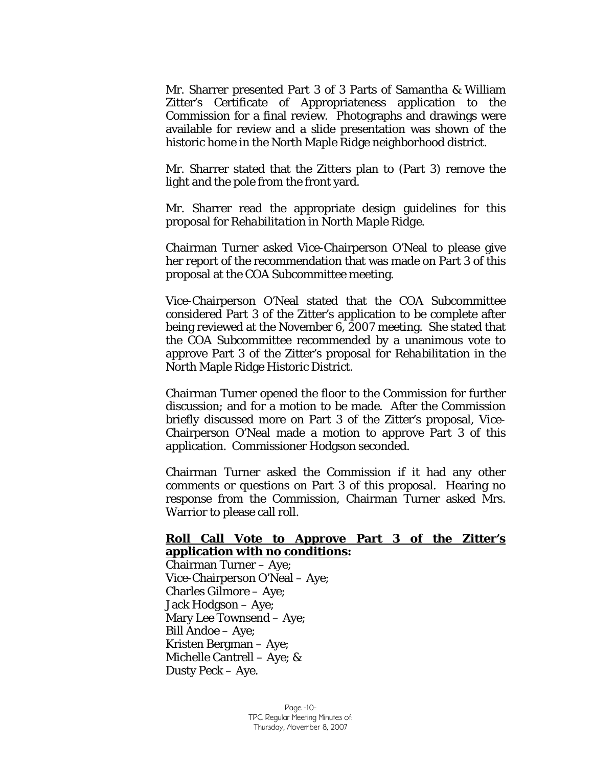Mr. Sharrer presented Part 3 of 3 Parts of Samantha & William Zitter's Certificate of Appropriateness application to the Commission for a final review. Photographs and drawings were available for review and a slide presentation was shown of the historic home in the North Maple Ridge neighborhood district.

Mr. Sharrer stated that the Zitters plan to (Part 3) remove the light and the pole from the front yard.

Mr. Sharrer read the appropriate design guidelines for this proposal for *Rehabilitation in North Maple Ridge*.

Chairman Turner asked Vice-Chairperson O'Neal to please give her report of the recommendation that was made on Part 3 of this proposal at the COA Subcommittee meeting.

Vice-Chairperson O'Neal stated that the COA Subcommittee considered Part 3 of the Zitter's application to be complete after being reviewed at the November 6, 2007 meeting. She stated that the COA Subcommittee recommended by a unanimous vote to approve Part 3 of the Zitter's proposal for *Rehabilitation* in the North Maple Ridge Historic District.

Chairman Turner opened the floor to the Commission for further discussion; and for a motion to be made. After the Commission briefly discussed more on Part 3 of the Zitter's proposal, Vice-Chairperson O'Neal made a motion to approve Part 3 of this application. Commissioner Hodgson seconded.

Chairman Turner asked the Commission if it had any other comments or questions on Part 3 of this proposal. Hearing no response from the Commission, Chairman Turner asked Mrs. Warrior to please call roll.

**Roll Call Vote to Approve Part 3 of the Zitter's application with no conditions:**

Chairman Turner – Aye;
Vice-Chairperson O'Neal – Aye;
Charles Gilmore – Aye;
Jack Hodgson – Aye;
Mary Lee Townsend – Aye;
Bill Andoe – Aye;
Kristen Bergman – Aye;
Michelle Cantrell – Aye; &
Dusty Peck – Aye.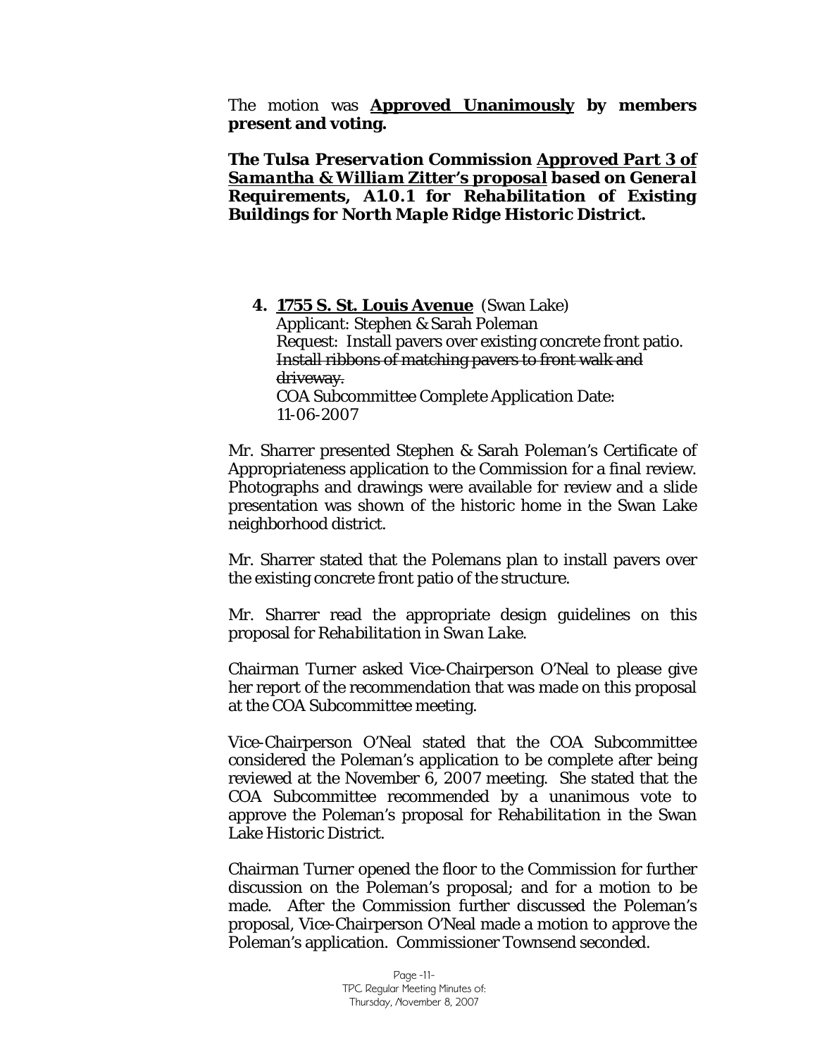The motion was **Approved Unanimously by members present and voting.**

***The Tulsa Preservation Commission Approved Part 3 of Samantha & William Zitter's proposal based on General Requirements, A1.0.1 for Rehabilitation of Existing Buildings for North Maple Ridge Historic District.***

**4. 1755 S. St. Louis Avenue** (Swan Lake)
Applicant: Stephen & Sarah Poleman
Request: Install pavers over existing concrete front patio. ~~Install ribbons of matching pavers to front walk and driveway.~~
COA Subcommittee Complete Application Date: 11-06-2007

Mr. Sharrer presented Stephen & Sarah Poleman's Certificate of Appropriateness application to the Commission for a final review. Photographs and drawings were available for review and a slide presentation was shown of the historic home in the Swan Lake neighborhood district.

Mr. Sharrer stated that the Polemans plan to install pavers over the existing concrete front patio of the structure.

Mr. Sharrer read the appropriate design guidelines on this proposal for *Rehabilitation in Swan Lake*.

Chairman Turner asked Vice-Chairperson O'Neal to please give her report of the recommendation that was made on this proposal at the COA Subcommittee meeting.

Vice-Chairperson O'Neal stated that the COA Subcommittee considered the Poleman's application to be complete after being reviewed at the November 6, 2007 meeting. She stated that the COA Subcommittee recommended by a unanimous vote to approve the Poleman's proposal for *Rehabilitation* in the Swan Lake Historic District.

Chairman Turner opened the floor to the Commission for further discussion on the Poleman's proposal; and for a motion to be made. After the Commission further discussed the Poleman's proposal, Vice-Chairperson O'Neal made a motion to approve the Poleman's application. Commissioner Townsend seconded.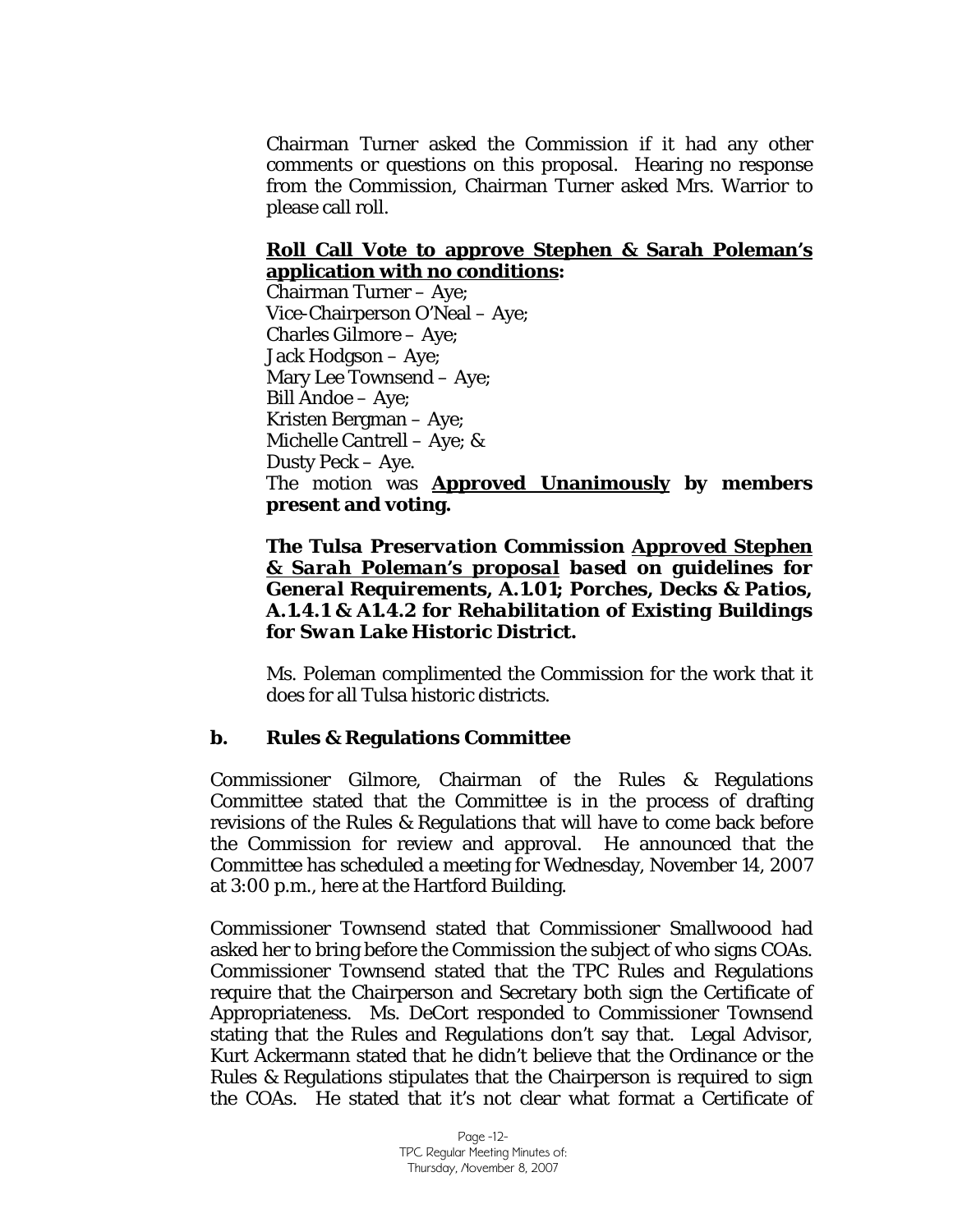Chairman Turner asked the Commission if it had any other comments or questions on this proposal. Hearing no response from the Commission, Chairman Turner asked Mrs. Warrior to please call roll.

**<u>Roll Call Vote to approve Stephen & Sarah Poleman's application with no conditions</u>:**
Chairman Turner – Aye;
Vice-Chairperson O'Neal – Aye;
Charles Gilmore – Aye;
Jack Hodgson – Aye;
Mary Lee Townsend – Aye;
Bill Andoe – Aye;
Kristen Bergman – Aye;
Michelle Cantrell – Aye; &
Dusty Peck – Aye.
The motion was **<u>Approved Unanimously</u> by members present and voting.**

***The Tulsa Preservation Commission <u>Approved Stephen & Sarah Poleman's proposal</u> based on guidelines for General Requirements, A.1.01; Porches, Decks & Patios, A.1.4.1 & A1.4.2 for Rehabilitation of Existing Buildings for Swan Lake Historic District.***

Ms. Poleman complimented the Commission for the work that it does for all Tulsa historic districts.

**b. Rules & Regulations Committee**

Commissioner Gilmore, Chairman of the Rules & Regulations Committee stated that the Committee is in the process of drafting revisions of the Rules & Regulations that will have to come back before the Commission for review and approval. He announced that the Committee has scheduled a meeting for Wednesday, November 14, 2007 at 3:00 p.m., here at the Hartford Building.

Commissioner Townsend stated that Commissioner Smallwoood had asked her to bring before the Commission the subject of who signs COAs. Commissioner Townsend stated that the TPC Rules and Regulations require that the Chairperson and Secretary both sign the Certificate of Appropriateness. Ms. DeCort responded to Commissioner Townsend stating that the Rules and Regulations don't say that. Legal Advisor, Kurt Ackermann stated that he didn't believe that the Ordinance or the Rules & Regulations stipulates that the Chairperson is required to sign the COAs. He stated that it's not clear what format a Certificate of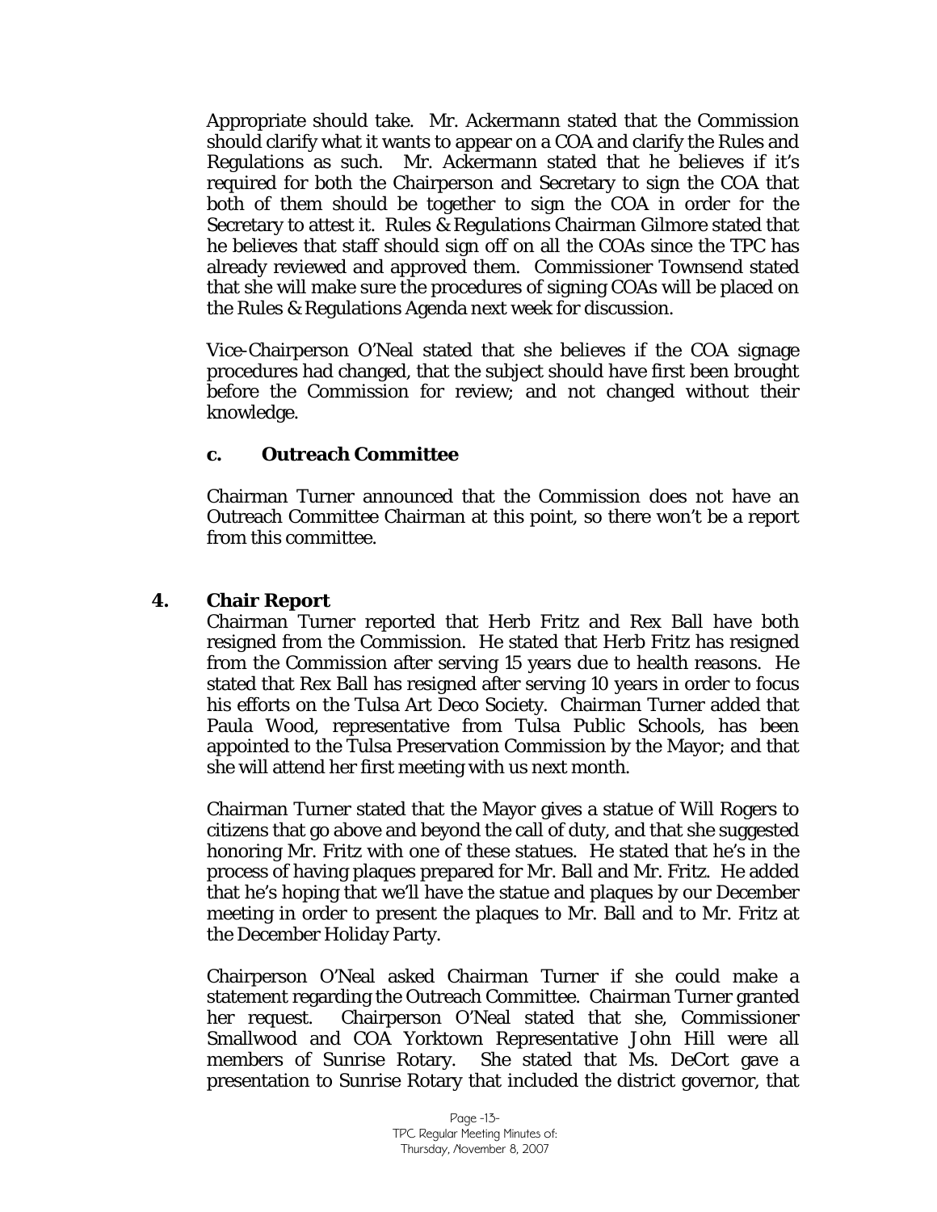Appropriate should take. Mr. Ackermann stated that the Commission should clarify what it wants to appear on a COA and clarify the Rules and Regulations as such. Mr. Ackermann stated that he believes if it's required for both the Chairperson and Secretary to sign the COA that both of them should be together to sign the COA in order for the Secretary to attest it. Rules & Regulations Chairman Gilmore stated that he believes that staff should sign off on all the COAs since the TPC has already reviewed and approved them. Commissioner Townsend stated that she will make sure the procedures of signing COAs will be placed on the Rules & Regulations Agenda next week for discussion.

Vice-Chairperson O'Neal stated that she believes if the COA signage procedures had changed, that the subject should have first been brought before the Commission for review; and not changed without their knowledge.

### c. Outreach Committee

Chairman Turner announced that the Commission does not have an Outreach Committee Chairman at this point, so there won't be a report from this committee.

## 4. Chair Report

Chairman Turner reported that Herb Fritz and Rex Ball have both resigned from the Commission. He stated that Herb Fritz has resigned from the Commission after serving 15 years due to health reasons. He stated that Rex Ball has resigned after serving 10 years in order to focus his efforts on the Tulsa Art Deco Society. Chairman Turner added that Paula Wood, representative from Tulsa Public Schools, has been appointed to the Tulsa Preservation Commission by the Mayor; and that she will attend her first meeting with us next month.

Chairman Turner stated that the Mayor gives a statue of Will Rogers to citizens that go above and beyond the call of duty, and that she suggested honoring Mr. Fritz with one of these statues. He stated that he's in the process of having plaques prepared for Mr. Ball and Mr. Fritz. He added that he's hoping that we'll have the statue and plaques by our December meeting in order to present the plaques to Mr. Ball and to Mr. Fritz at the December Holiday Party.

Chairperson O'Neal asked Chairman Turner if she could make a statement regarding the Outreach Committee. Chairman Turner granted her request. Chairperson O'Neal stated that she, Commissioner Smallwood and COA Yorktown Representative John Hill were all members of Sunrise Rotary. She stated that Ms. DeCort gave a presentation to Sunrise Rotary that included the district governor, that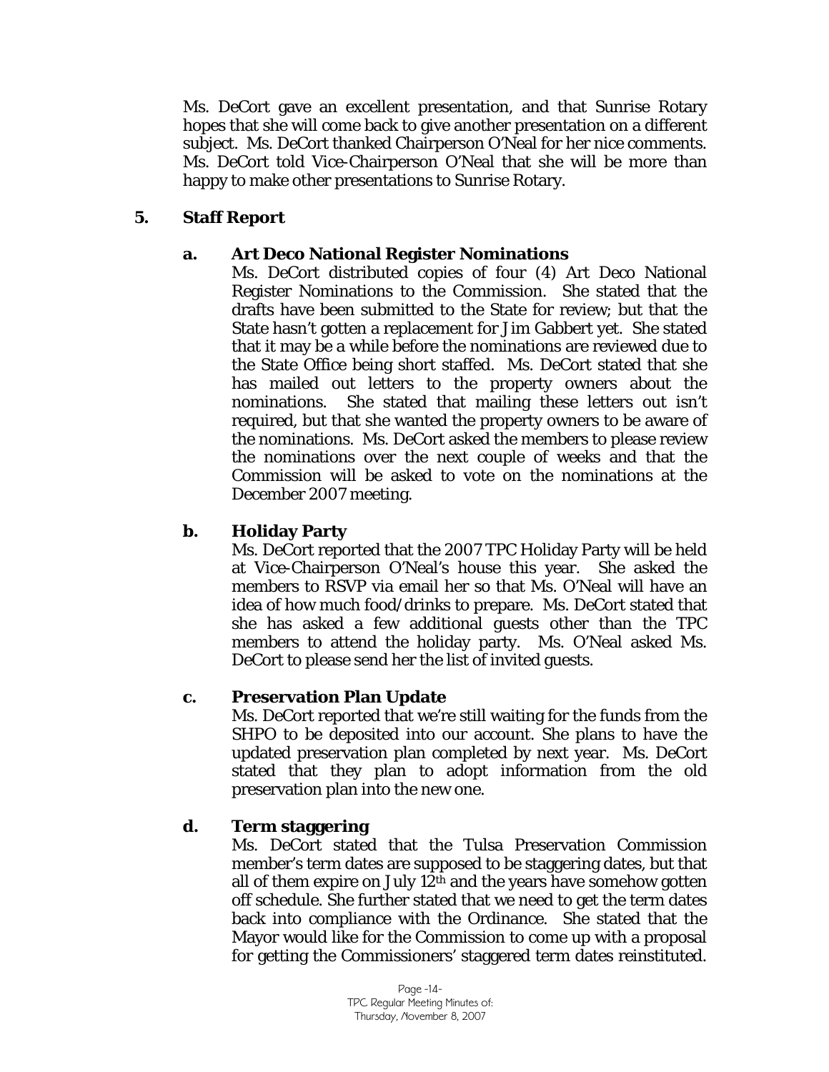Ms. DeCort gave an excellent presentation, and that Sunrise Rotary hopes that she will come back to give another presentation on a different subject. Ms. DeCort thanked Chairperson O'Neal for her nice comments. Ms. DeCort told Vice-Chairperson O'Neal that she will be more than happy to make other presentations to Sunrise Rotary.

## 5. Staff Report

### a. Art Deco National Register Nominations

Ms. DeCort distributed copies of four (4) Art Deco National Register Nominations to the Commission. She stated that the drafts have been submitted to the State for review; but that the State hasn't gotten a replacement for Jim Gabbert yet. She stated that it may be a while before the nominations are reviewed due to the State Office being short staffed. Ms. DeCort stated that she has mailed out letters to the property owners about the nominations. She stated that mailing these letters out isn't required, but that she wanted the property owners to be aware of the nominations. Ms. DeCort asked the members to please review the nominations over the next couple of weeks and that the Commission will be asked to vote on the nominations at the December 2007 meeting.

### b. Holiday Party

Ms. DeCort reported that the 2007 TPC Holiday Party will be held at Vice-Chairperson O'Neal's house this year. She asked the members to RSVP via email her so that Ms. O'Neal will have an idea of how much food/drinks to prepare. Ms. DeCort stated that she has asked a few additional guests other than the TPC members to attend the holiday party. Ms. O'Neal asked Ms. DeCort to please send her the list of invited guests.

### c. Preservation Plan Update

Ms. DeCort reported that we're still waiting for the funds from the SHPO to be deposited into our account. She plans to have the updated preservation plan completed by next year. Ms. DeCort stated that they plan to adopt information from the old preservation plan into the new one.

### d. Term staggering

Ms. DeCort stated that the Tulsa Preservation Commission member's term dates are supposed to be staggering dates, but that all of them expire on July 12th and the years have somehow gotten off schedule. She further stated that we need to get the term dates back into compliance with the Ordinance. She stated that the Mayor would like for the Commission to come up with a proposal for getting the Commissioners' staggered term dates reinstituted.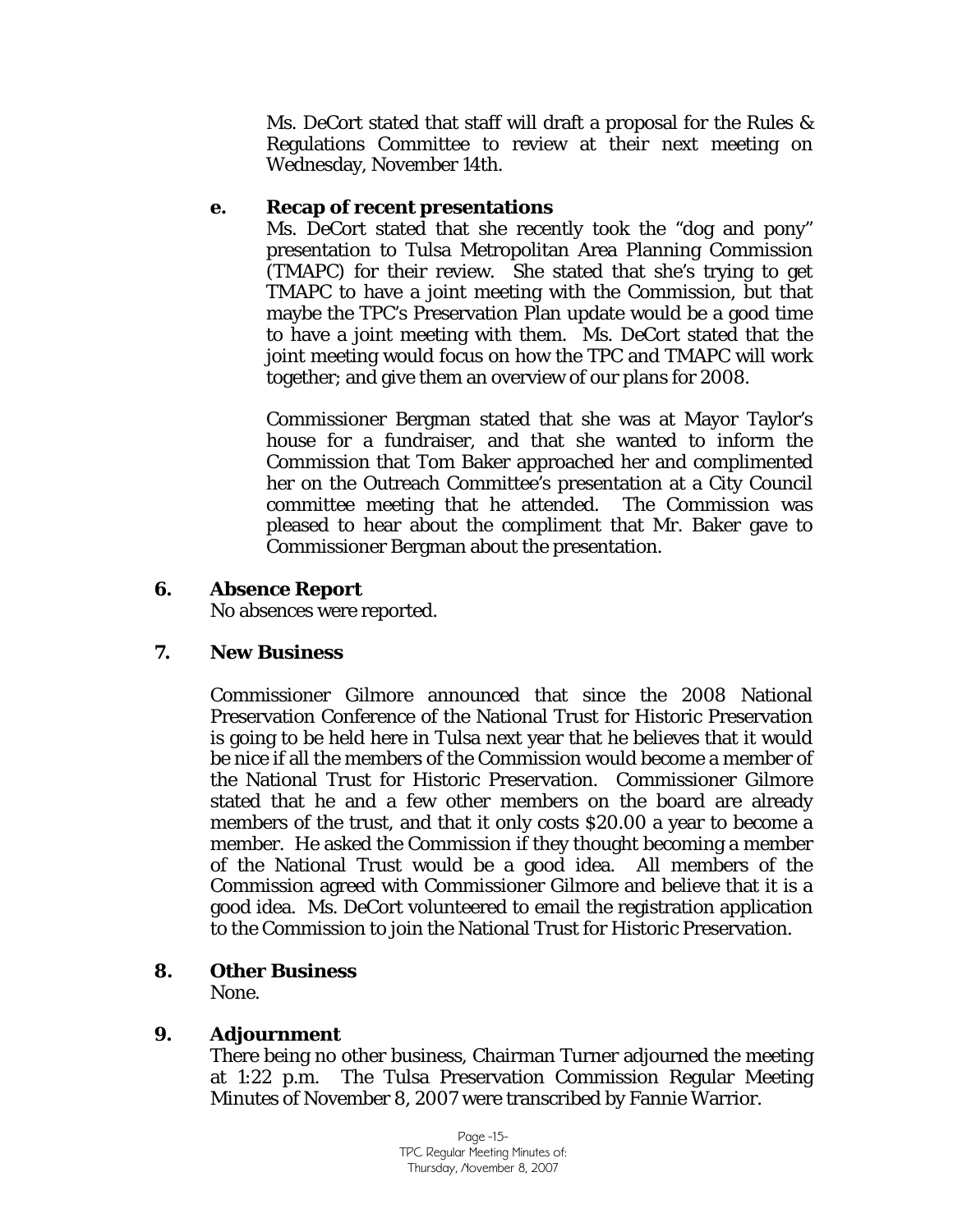Ms. DeCort stated that staff will draft a proposal for the Rules & Regulations Committee to review at their next meeting on Wednesday, November 14th.

**e. Recap of recent presentations**

Ms. DeCort stated that she recently took the "dog and pony" presentation to Tulsa Metropolitan Area Planning Commission (TMAPC) for their review. She stated that she's trying to get TMAPC to have a joint meeting with the Commission, but that maybe the TPC's Preservation Plan update would be a good time to have a joint meeting with them. Ms. DeCort stated that the joint meeting would focus on how the TPC and TMAPC will work together; and give them an overview of our plans for 2008.

Commissioner Bergman stated that she was at Mayor Taylor's house for a fundraiser, and that she wanted to inform the Commission that Tom Baker approached her and complimented her on the Outreach Committee's presentation at a City Council committee meeting that he attended. The Commission was pleased to hear about the compliment that Mr. Baker gave to Commissioner Bergman about the presentation.

## 6. Absence Report

No absences were reported.

## 7. New Business

Commissioner Gilmore announced that since the 2008 National Preservation Conference of the National Trust for Historic Preservation is going to be held here in Tulsa next year that he believes that it would be nice if all the members of the Commission would become a member of the National Trust for Historic Preservation. Commissioner Gilmore stated that he and a few other members on the board are already members of the trust, and that it only costs $20.00 a year to become a member. He asked the Commission if they thought becoming a member of the National Trust would be a good idea. All members of the Commission agreed with Commissioner Gilmore and believe that it is a good idea. Ms. DeCort volunteered to email the registration application to the Commission to join the National Trust for Historic Preservation.

## 8. Other Business

None.

## 9. Adjournment

There being no other business, Chairman Turner adjourned the meeting at 1:22 p.m. The Tulsa Preservation Commission Regular Meeting Minutes of November 8, 2007 were transcribed by Fannie Warrior.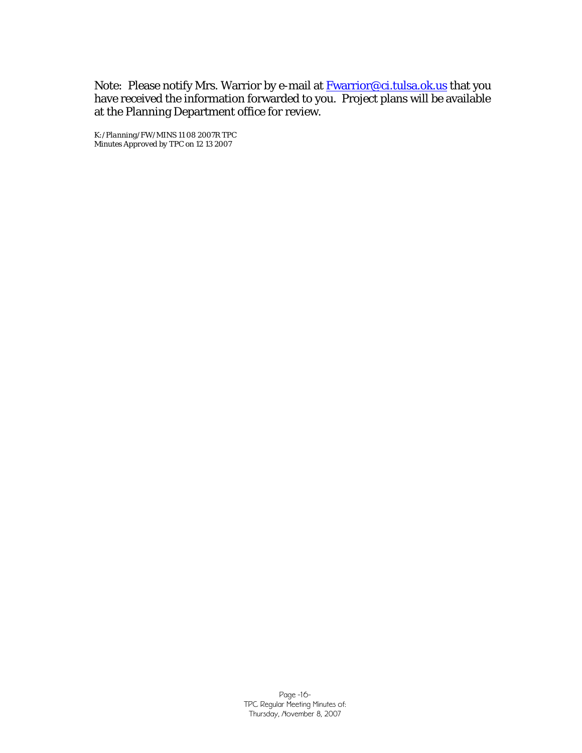Note: Please notify Mrs. Warrior by e-mail at [Fwarrior@ci.tulsa.ok.us](mailto:Fwarrior@ci.tulsa.ok.us) that you have received the information forwarded to you. Project plans will be available at the Planning Department office for review.

*K:/Planning/FW/MINS 11 08 2007R TPC*
*Minutes Approved by TPC on 12 13 2007*